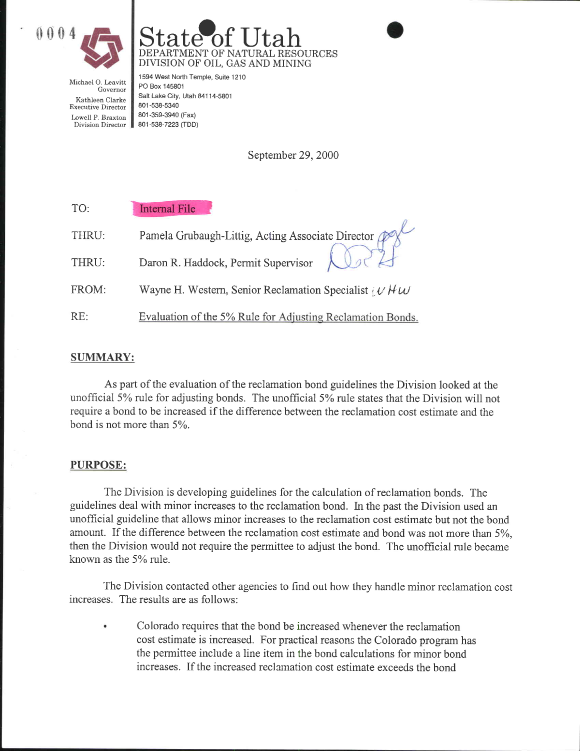0004

# State of Utah

DEPARTMENT OF NATURAL RESOURCES
DIVISION OF OIL, GAS AND MINING

Michael O. Leavitt
Governor

Kathleen Clarke
Executive Director

Lowell P. Braxton
Division Director

1594 West North Temple, Suite 1210
PO Box 145801
Salt Lake City, Utah 84114-5801
801-538-5340
801-359-3940 (Fax)
801-538-7223 (TDD)

September 29, 2000

TO: Internal File

THRU: Pamela Grubaugh-Littig, Acting Associate Director

THRU: Daron R. Haddock, Permit Supervisor

FROM: Wayne H. Western, Senior Reclamation Specialist

RE: Evaluation of the 5% Rule for Adjusting Reclamation Bonds.

## SUMMARY:

As part of the evaluation of the reclamation bond guidelines the Division looked at the unofficial 5% rule for adjusting bonds. The unofficial 5% rule states that the Division will not require a bond to be increased if the difference between the reclamation cost estimate and the bond is not more than 5%.

## PURPOSE:

The Division is developing guidelines for the calculation of reclamation bonds. The guidelines deal with minor increases to the reclamation bond. In the past the Division used an unofficial guideline that allows minor increases to the reclamation cost estimate but not the bond amount. If the difference between the reclamation cost estimate and bond was not more than 5%, then the Division would not require the permittee to adjust the bond. The unofficial rule became known as the 5% rule.

The Division contacted other agencies to find out how they handle minor reclamation cost increases. The results are as follows:

- Colorado requires that the bond be increased whenever the reclamation cost estimate is increased. For practical reasons the Colorado program has the permittee include a line item in the bond calculations for minor bond increases. If the increased reclamation cost estimate exceeds the bond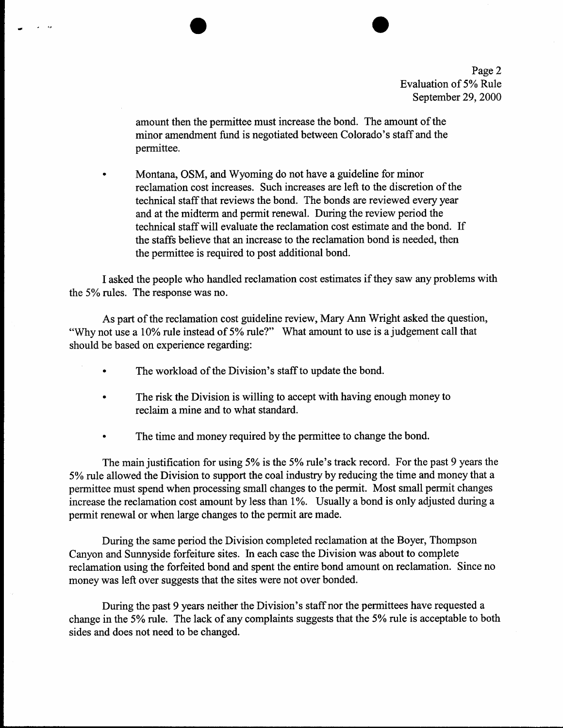amount then the permittee must increase the bond. The amount of the minor amendment fund is negotiated between Colorado's staff and the permittee.

- Montana, OSM, and Wyoming do not have a guideline for minor reclamation cost increases. Such increases are left to the discretion of the technical staff that reviews the bond. The bonds are reviewed every year and at the midterm and permit renewal. During the review period the technical staff will evaluate the reclamation cost estimate and the bond. If the staffs believe that an increase to the reclamation bond is needed, then the permittee is required to post additional bond.

I asked the people who handled reclamation cost estimates if they saw any problems with the 5% rules. The response was no.

As part of the reclamation cost guideline review, Mary Ann Wright asked the question, "Why not use a 10% rule instead of 5% rule?" What amount to use is a judgement call that should be based on experience regarding:

- The workload of the Division's staff to update the bond.
- The risk the Division is willing to accept with having enough money to reclaim a mine and to what standard.
- The time and money required by the permittee to change the bond.

The main justification for using 5% is the 5% rule's track record. For the past 9 years the 5% rule allowed the Division to support the coal industry by reducing the time and money that a permittee must spend when processing small changes to the permit. Most small permit changes increase the reclamation cost amount by less than 1%. Usually a bond is only adjusted during a permit renewal or when large changes to the permit are made.

During the same period the Division completed reclamation at the Boyer, Thompson Canyon and Sunnyside forfeiture sites. In each case the Division was about to complete reclamation using the forfeited bond and spent the entire bond amount on reclamation. Since no money was left over suggests that the sites were not over bonded.

During the past 9 years neither the Division's staff nor the permittees have requested a change in the 5% rule. The lack of any complaints suggests that the 5% rule is acceptable to both sides and does not need to be changed.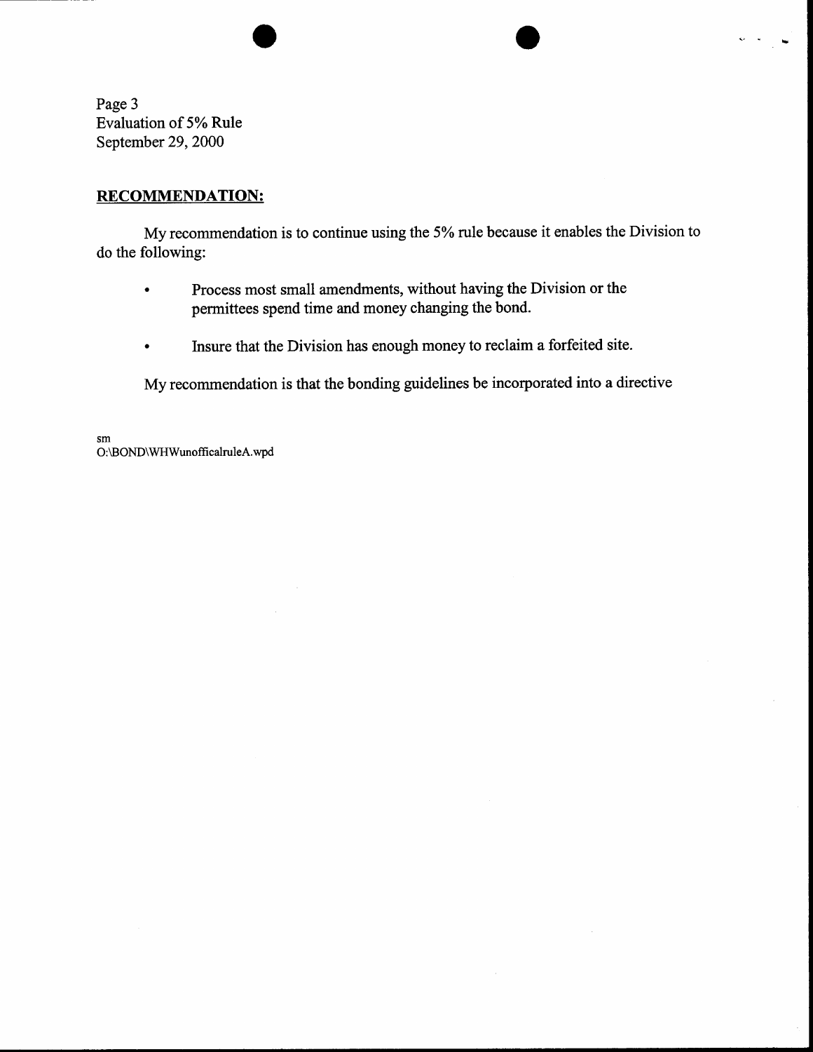Page 3
Evaluation of 5% Rule
September 29, 2000

## RECOMMENDATION:

My recommendation is to continue using the 5% rule because it enables the Division to do the following:

- Process most small amendments, without having the Division or the permittees spend time and money changing the bond.
- Insure that the Division has enough money to reclaim a forfeited site.

My recommendation is that the bonding guidelines be incorporated into a directive

sm
O:\BOND\WHWunofficalruleA.wpd